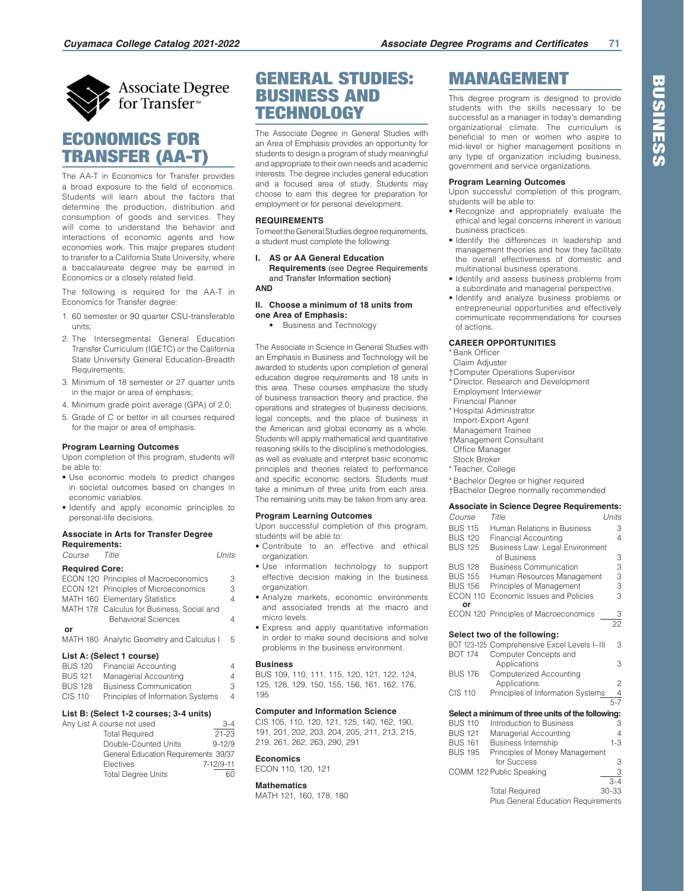Associate Degree for Transfer℠

# ECONOMICS FOR TRANSFER (AA-T)

The AA-T in Economics for Transfer provides a broad exposure to the field of economics. Students will learn about the factors that determine the production, distribution and consumption of goods and services. They will come to understand the behavior and interactions of economic agents and how economies work. This major prepares student to transfer to a California State University, where a baccalaureate degree may be earned in Economics or a closely related field.

The following is required for the AA-T in Economics for Transfer degree:

1. 60 semester or 90 quarter CSU-transferable units;
2. The Intersegmental General Education Transfer Curriculum (IGETC) or the California State University General Education-Breadth Requirements;
3. Minimum of 18 semester or 27 quarter units in the major or area of emphasis;
4. Minimum grade point average (GPA) of 2.0;
5. Grade of C or better in all courses required for the major or area of emphasis.

**Program Learning Outcomes**

Upon completion of this program, students will be able to:

- Use economic models to predict changes in societal outcomes based on changes in economic variables.
- Identify and apply economic principles to personal-life decisions.

**Associate in Arts for Transfer Degree Requirements:**

| *Course* | *Title* | *Units* |
|---|---|---|
| **Required Core:** | | |
| ECON 120 | Principles of Macroeconomics | 3 |
| ECON 121 | Principles of Microeconomics | 3 |
| MATH 160 | Elementary Statistics | 4 |
| MATH 178 | Calculus for Business, Social and Behavioral Sciences | 4 |
| **or** | | |
| MATH 180 | Analytic Geometry and Calculus I | 5 |
| **List A: (Select 1 course)** | | |
| BUS 120 | Financial Accounting | 4 |
| BUS 121 | Managerial Accounting | 4 |
| BUS 128 | Business Communication | 3 |
| CIS 110 | Principles of Information Systems | 4 |
| **List B: (Select 1-2 courses; 3-4 units)** | | |
| Any List A course not used | | 3-4 |
| | Total Required | 21-23 |
| | Double-Counted Units | 9-12/9 |
| | General Education Requirements | 39/37 |
| | Electives | 7-12/9-11 |
| | Total Degree Units | 60 |

# GENERAL STUDIES: BUSINESS AND TECHNOLOGY

The Associate Degree in General Studies with an Area of Emphasis provides an opportunity for students to design a program of study meaningful and appropriate to their own needs and academic interests. The degree includes general education and a focused area of study. Students may choose to earn this degree for preparation for employment or for personal development.

**REQUIREMENTS**

To meet the General Studies degree requirements, a student must complete the following:

**I. AS or AA General Education Requirements** (see Degree Requirements and Transfer Information section)

**AND**

**II. Choose a minimum of 18 units from one Area of Emphasis:**

- Business and Technology

The Associate in Science in General Studies with an Emphasis in Business and Technology will be awarded to students upon completion of general education degree requirements and 18 units in this area. These courses emphasize the study of business transaction theory and practice, the operations and strategies of business decisions, legal concepts, and the place of business in the American and global economy as a whole. Students will apply mathematical and quantitative reasoning skills to the discipline's methodologies, as well as evaluate and interpret basic economic principles and theories related to performance and specific economic sectors. Students must take a minimum of three units from each area. The remaining units may be taken from any area.

**Program Learning Outcomes**

Upon successful completion of this program, students will be able to:

- Contribute to an effective and ethical organization.
- Use information technology to support effective decision making in the business organization.
- Analyze markets, economic environments and associated trends at the macro and micro levels.
- Express and apply quantitative information in order to make sound decisions and solve problems in the business environment.

**Business**

BUS 109, 110, 111, 115, 120, 121, 122, 124, 125, 128, 129, 150, 155, 156, 161, 162, 176, 195

**Computer and Information Science**

CIS 105, 110, 120, 121, 125, 140, 162, 190, 191, 201, 202, 203, 204, 205, 211, 213, 215, 219, 261, 262, 263, 290, 291

**Economics**

ECON 110, 120, 121

**Mathematics**

MATH 121, 160, 178, 180

# MANAGEMENT

This degree program is designed to provide students with the skills necessary to be successful as a manager in today's demanding organizational climate. The curriculum is beneficial to men or women who aspire to mid-level or higher management positions in any type of organization including business, government and service organizations.

**Program Learning Outcomes**

Upon successful completion of this program, students will be able to:

- Recognize and appropriately evaluate the ethical and legal concerns inherent in various business practices.
- Identify the differences in leadership and management theories and how they facilitate the overall effectiveness of domestic and multinational business operations.
- Identify and assess business problems from a subordinate and managerial perspective.
- Identify and analyze business problems or entrepreneurial opportunities and effectively communicate recommendations for courses of actions.

**CAREER OPPORTUNITIES**

\* Bank Officer
Claim Adjuster
†Computer Operations Supervisor
\* Director, Research and Development
Employment Interviewer
Financial Planner
\* Hospital Administrator
Import-Export Agent
Management Trainee
†Management Consultant
Office Manager
Stock Broker
\* Teacher, College

\* Bachelor Degree or higher required
†Bachelor Degree normally recommended

**Associate in Science Degree Requirements:**

| *Course* | *Title* | *Units* |
|---|---|---|
| BUS 115 | Human Relations in Business | 3 |
| BUS 120 | Financial Accounting | 4 |
| BUS 125 | Business Law: Legal Environment of Business | 3 |
| BUS 128 | Business Communication | 3 |
| BUS 155 | Human Resources Management | 3 |
| BUS 156 | Principles of Management | 3 |
| ECON 110 | Economic Issues and Policies | 3 |
| **or** | | |
| ECON 120 | Principles of Macroeconomics | 3 |
| | | 22 |
| **Select two of the following:** | | |
| BOT 123-125 | Comprehensive Excel Levels I–III | 3 |
| BOT 174 | Computer Concepts and Applications | 3 |
| BUS 176 | Computerized Accounting Applications | 2 |
| CIS 110 | Principles of Information Systems | 4 |
| | | 5-7 |
| **Select a minimum of three units of the following:** | | |
| BUS 110 | Introduction to Business | 3 |
| BUS 121 | Managerial Accounting | 4 |
| BUS 161 | Business Internship | 1-3 |
| BUS 195 | Principles of Money Management for Success | 3 |
| COMM 122 | Public Speaking | 3 |
| | | 3-4 |
| | Total Required | 30-33 |
| | Plus General Education Requirements | |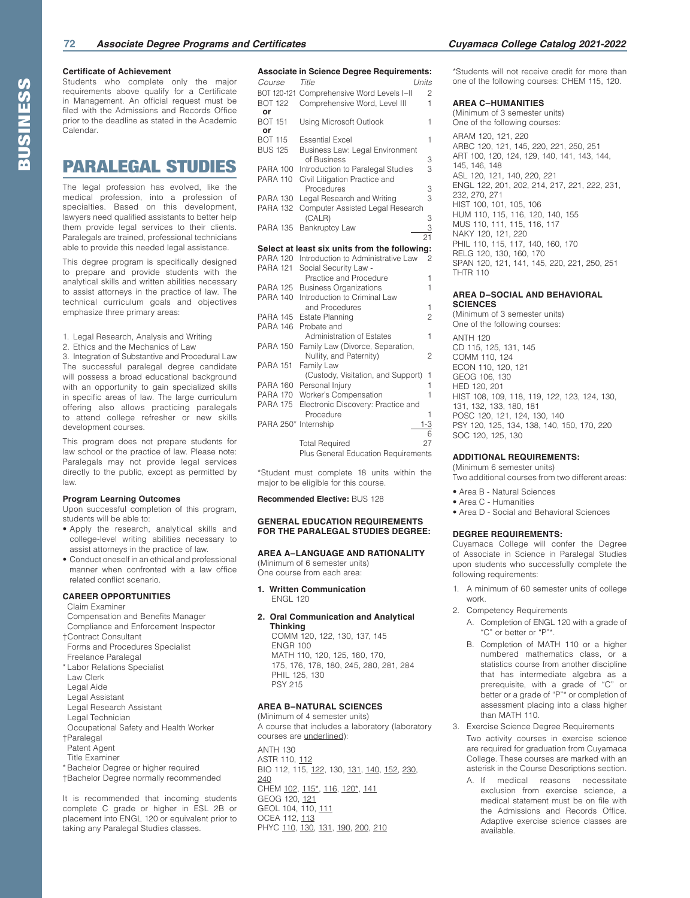### Certificate of Achievement

Students who complete only the major requirements above qualify for a Certificate in Management. An official request must be filed with the Admissions and Records Office prior to the deadline as stated in the Academic Calendar.

# PARALEGAL STUDIES

The legal profession has evolved, like the medical profession, into a profession of specialties. Based on this development, lawyers need qualified assistants to better help them provide legal services to their clients. Paralegals are trained, professional technicians able to provide this needed legal assistance.

This degree program is specifically designed to prepare and provide students with the analytical skills and written abilities necessary to assist attorneys in the practice of law. The technical curriculum goals and objectives emphasize three primary areas:

1. Legal Research, Analysis and Writing
2. Ethics and the Mechanics of Law
3. Integration of Substantive and Procedural Law

The successful paralegal degree candidate will possess a broad educational background with an opportunity to gain specialized skills in specific areas of law. The large curriculum offering also allows practicing paralegals to attend college refresher or new skills development courses.

This program does not prepare students for law school or the practice of law. Please note: Paralegals may not provide legal services directly to the public, except as permitted by law.

### Program Learning Outcomes

Upon successful completion of this program, students will be able to:

- Apply the research, analytical skills and college-level writing abilities necessary to assist attorneys in the practice of law.
- Conduct oneself in an ethical and professional manner when confronted with a law office related conflict scenario.

### CAREER OPPORTUNITIES

Claim Examiner
Compensation and Benefits Manager
Compliance and Enforcement Inspector
†Contract Consultant
Forms and Procedures Specialist
Freelance Paralegal
*Labor Relations Specialist
Law Clerk
Legal Aide
Legal Assistant
Legal Research Assistant
Legal Technician
Occupational Safety and Health Worker
†Paralegal
Patent Agent
Title Examiner
*Bachelor Degree or higher required
†Bachelor Degree normally recommended

It is recommended that incoming students complete C grade or higher in ESL 2B or placement into ENGL 120 or equivalent prior to taking any Paralegal Studies classes.

### Associate in Science Degree Requirements:

| Course | Title | Units |
|---|---|---|
| BOT 120-121 | Comprehensive Word Levels I–II | 2 |
| BOT 122 **or** | Comprehensive Word, Level III | 1 |
| BOT 151 **or** | Using Microsoft Outlook | 1 |
| BOT 115 | Essential Excel | 1 |
| BUS 125 | Business Law: Legal Environment of Business | 3 |
| PARA 100 | Introduction to Paralegal Studies | 3 |
| PARA 110 | Civil Litigation Practice and Procedures | 3 |
| PARA 130 | Legal Research and Writing | 3 |
| PARA 132 | Computer Assisted Legal Research (CALR) | 3 |
| PARA 135 | Bankruptcy Law | 3 |
| | | 21 |

### Select at least six units from the following:

| Course | Title | Units |
|---|---|---|
| PARA 120 | Introduction to Administrative Law | 2 |
| PARA 121 | Social Security Law - Practice and Procedure | 1 |
| PARA 125 | Business Organizations | 1 |
| PARA 140 | Introduction to Criminal Law and Procedures | 1 |
| PARA 145 | Estate Planning | 2 |
| PARA 146 | Probate and Administration of Estates | 1 |
| PARA 150 | Family Law (Divorce, Separation, Nullity, and Paternity) | 2 |
| PARA 151 | Family Law (Custody, Visitation, and Support) | 1 |
| PARA 160 | Personal Injury | 1 |
| PARA 170 | Worker's Compensation | 1 |
| PARA 175 | Electronic Discovery: Practice and Procedure | 1 |
| PARA 250* | Internship | 1-3 |
| | | 6 |
| | Total Required | 27 |
| | Plus General Education Requirements | |

*Student must complete 18 units within the major to be eligible for this course.

**Recommended Elective:** BUS 128

### GENERAL EDUCATION REQUIREMENTS FOR THE PARALEGAL STUDIES DEGREE:

### AREA A–LANGUAGE AND RATIONALITY

(Minimum of 6 semester units)
One course from each area:

1. **Written Communication**
   ENGL 120

2. **Oral Communication and Analytical Thinking**
   COMM 120, 122, 130, 137, 145
   ENGR 100
   MATH 110, 120, 125, 160, 170, 175, 176, 178, 180, 245, 280, 281, 284
   PHIL 125, 130
   PSY 215

### AREA B–NATURAL SCIENCES

(Minimum of 4 semester units)
A course that includes a laboratory (laboratory courses are underlined):

ANTH 130
ASTR 110, 112
BIO 112, 115, 122, 130, 131, 140, 152, 230, 240
CHEM 102, 115*, 116, 120*, 141
GEOG 120, 121
GEOL 104, 110, 111
OCEA 112, 113
PHYC 110, 130, 131, 190, 200, 210

*Students will not receive credit for more than one of the following courses: CHEM 115, 120.

### AREA C–HUMANITIES

(Minimum of 3 semester units)
One of the following courses:

ARAM 120, 121, 220
ARBC 120, 121, 145, 220, 221, 250, 251
ART 100, 120, 124, 129, 140, 141, 143, 144, 145, 146, 148
ASL 120, 121, 140, 220, 221
ENGL 122, 201, 202, 214, 217, 221, 222, 231, 232, 270, 271
HIST 100, 101, 105, 106
HUM 110, 115, 116, 120, 140, 155
MUS 110, 111, 115, 116, 117
NAKY 120, 121, 220
PHIL 110, 115, 117, 140, 160, 170
RELG 120, 130, 160, 170
SPAN 120, 121, 141, 145, 220, 221, 250, 251
THTR 110

### AREA D–SOCIAL AND BEHAVIORAL SCIENCES

(Minimum of 3 semester units)
One of the following courses:

ANTH 120
CD 115, 125, 131, 145
COMM 110, 124
ECON 110, 120, 121
GEOG 106, 130
HED 120, 201
HIST 108, 109, 118, 119, 122, 123, 124, 130, 131, 132, 133, 180, 181
POSC 120, 121, 124, 130, 140
PSY 120, 125, 134, 138, 140, 150, 170, 220
SOC 120, 125, 130

### ADDITIONAL REQUIREMENTS:

(Minimum 6 semester units)
Two additional courses from two different areas:

- Area B - Natural Sciences
- Area C - Humanities
- Area D - Social and Behavioral Sciences

### DEGREE REQUIREMENTS:

Cuyamaca College will confer the Degree of Associate in Science in Paralegal Studies upon students who successfully complete the following requirements:

1. A minimum of 60 semester units of college work.
2. Competency Requirements
   A. Completion of ENGL 120 with a grade of "C" or better or "P"*.
   B. Completion of MATH 110 or a higher numbered mathematics class, or a statistics course from another discipline that has intermediate algebra as a prerequisite, with a grade of "C" or better or a grade of "P"* or completion of assessment placing into a class higher than MATH 110.
3. Exercise Science Degree Requirements
   Two activity courses in exercise science are required for graduation from Cuyamaca College. These courses are marked with an asterisk in the Course Descriptions section.
   A. If medical reasons necessitate exclusion from exercise science, a medical statement must be on file with the Admissions and Records Office. Adaptive exercise science classes are available.